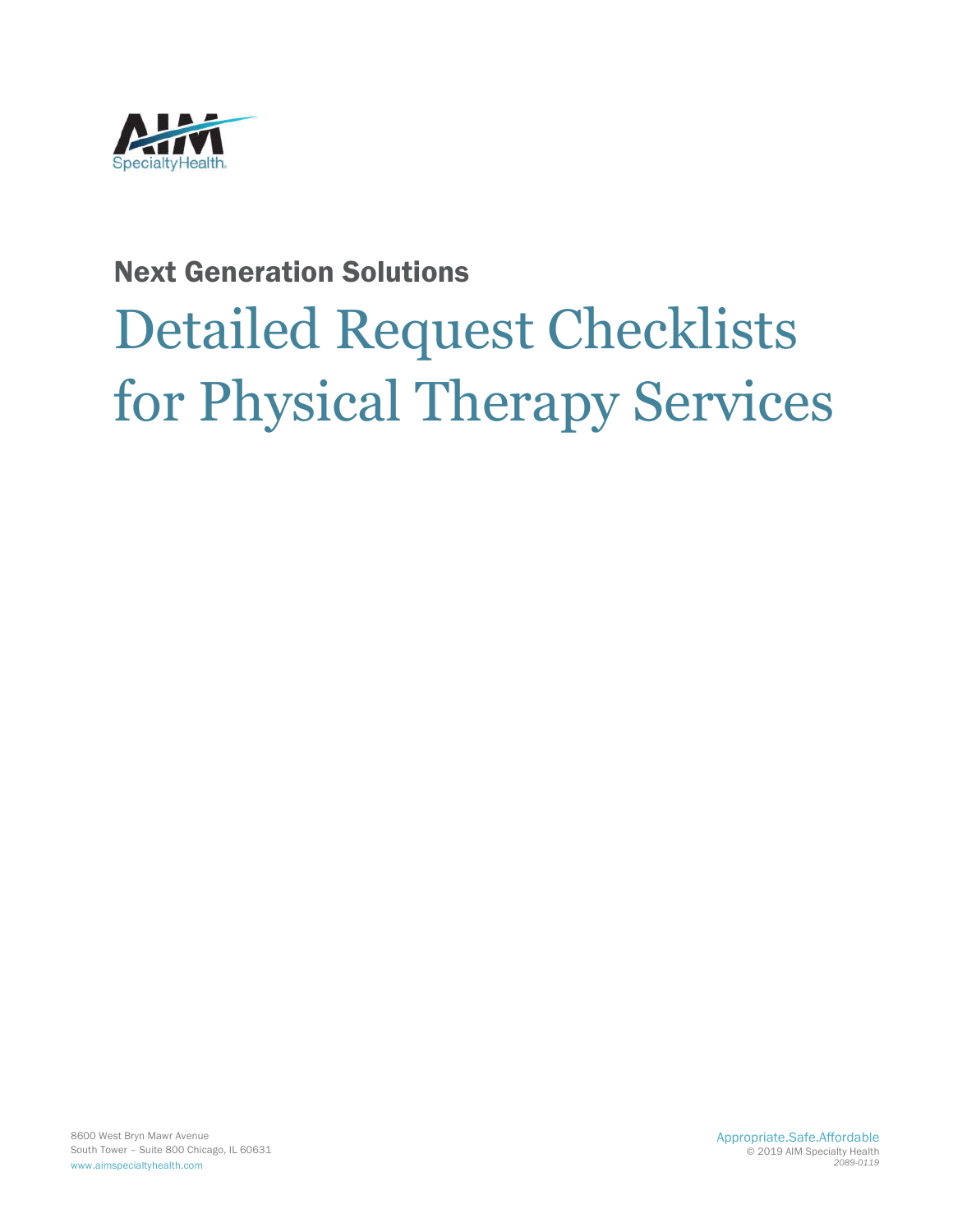AIM Specialty Health

## Next Generation Solutions

# Detailed Request Checklists for Physical Therapy Services

8600 West Bryn Mawr Avenue
South Tower – Suite 800 Chicago, IL 60631
www.aimspecialtyhealth.com

Appropriate.Safe.Affordable
© 2019 AIM Specialty Health
*2089-0119*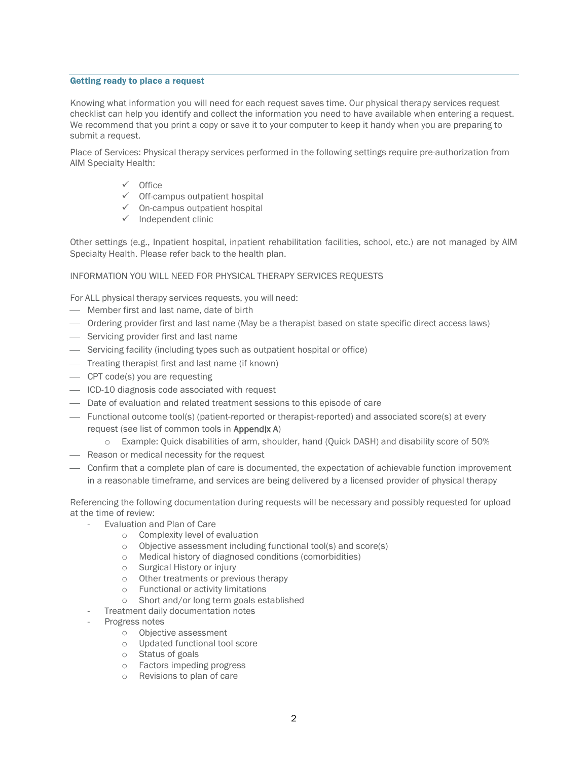## Getting ready to place a request

Knowing what information you will need for each request saves time. Our physical therapy services request checklist can help you identify and collect the information you need to have available when entering a request. We recommend that you print a copy or save it to your computer to keep it handy when you are preparing to submit a request.

Place of Services: Physical therapy services performed in the following settings require pre-authorization from AIM Specialty Health:

- ✓ Office
- ✓ Off-campus outpatient hospital
- ✓ On-campus outpatient hospital
- ✓ Independent clinic

Other settings (e.g., Inpatient hospital, inpatient rehabilitation facilities, school, etc.) are not managed by AIM Specialty Health. Please refer back to the health plan.

INFORMATION YOU WILL NEED FOR PHYSICAL THERAPY SERVICES REQUESTS

For ALL physical therapy services requests, you will need:

- Member first and last name, date of birth
- Ordering provider first and last name (May be a therapist based on state specific direct access laws)
- Servicing provider first and last name
- Servicing facility (including types such as outpatient hospital or office)
- Treating therapist first and last name (if known)
- CPT code(s) you are requesting
- ICD-10 diagnosis code associated with request
- Date of evaluation and related treatment sessions to this episode of care
- Functional outcome tool(s) (patient-reported or therapist-reported) and associated score(s) at every request (see list of common tools in Appendix A)
  - Example: Quick disabilities of arm, shoulder, hand (Quick DASH) and disability score of 50%
- Reason or medical necessity for the request
- Confirm that a complete plan of care is documented, the expectation of achievable function improvement in a reasonable timeframe, and services are being delivered by a licensed provider of physical therapy

Referencing the following documentation during requests will be necessary and possibly requested for upload at the time of review:

- Evaluation and Plan of Care
  - Complexity level of evaluation
  - Objective assessment including functional tool(s) and score(s)
  - Medical history of diagnosed conditions (comorbidities)
  - Surgical History or injury
  - Other treatments or previous therapy
  - Functional or activity limitations
  - Short and/or long term goals established
- Treatment daily documentation notes
- Progress notes
  - Objective assessment
  - Updated functional tool score
  - Status of goals
  - Factors impeding progress
  - Revisions to plan of care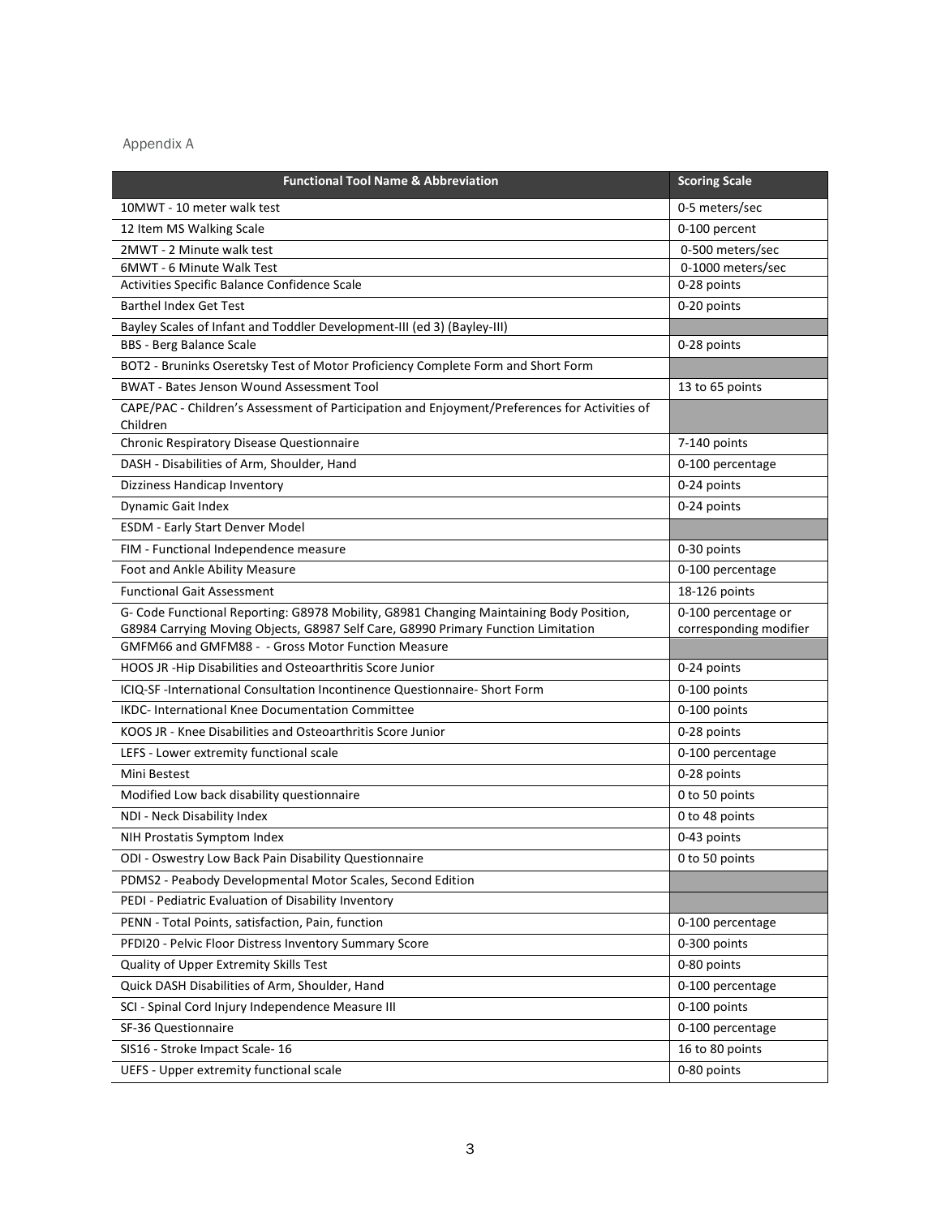Appendix A

| Functional Tool Name & Abbreviation | Scoring Scale |
|---|---|
| 10MWT - 10 meter walk test | 0-5 meters/sec |
| 12 Item MS Walking Scale | 0-100 percent |
| 2MWT - 2 Minute walk test | 0-500 meters/sec |
| 6MWT - 6 Minute Walk Test | 0-1000 meters/sec |
| Activities Specific Balance Confidence Scale | 0-28 points |
| Barthel Index Get Test | 0-20 points |
| Bayley Scales of Infant and Toddler Development-III (ed 3) (Bayley-III) | |
| BBS - Berg Balance Scale | 0-28 points |
| BOT2 - Bruninks Oseretsky Test of Motor Proficiency Complete Form and Short Form | |
| BWAT - Bates Jenson Wound Assessment Tool | 13 to 65 points |
| CAPE/PAC - Children's Assessment of Participation and Enjoyment/Preferences for Activities of Children | |
| Chronic Respiratory Disease Questionnaire | 7-140 points |
| DASH - Disabilities of Arm, Shoulder, Hand | 0-100 percentage |
| Dizziness Handicap Inventory | 0-24 points |
| Dynamic Gait Index | 0-24 points |
| ESDM - Early Start Denver Model | |
| FIM - Functional Independence measure | 0-30 points |
| Foot and Ankle Ability Measure | 0-100 percentage |
| Functional Gait Assessment | 18-126 points |
| G- Code Functional Reporting: G8978 Mobility, G8981 Changing Maintaining Body Position, G8984 Carrying Moving Objects, G8987 Self Care, G8990 Primary Function Limitation | 0-100 percentage or corresponding modifier |
| GMFM66 and GMFM88 - - Gross Motor Function Measure | |
| HOOS JR -Hip Disabilities and Osteoarthritis Score Junior | 0-24 points |
| ICIQ-SF -International Consultation Incontinence Questionnaire- Short Form | 0-100 points |
| IKDC- International Knee Documentation Committee | 0-100 points |
| KOOS JR - Knee Disabilities and Osteoarthritis Score Junior | 0-28 points |
| LEFS - Lower extremity functional scale | 0-100 percentage |
| Mini Bestest | 0-28 points |
| Modified Low back disability questionnaire | 0 to 50 points |
| NDI - Neck Disability Index | 0 to 48 points |
| NIH Prostatis Symptom Index | 0-43 points |
| ODI - Oswestry Low Back Pain Disability Questionnaire | 0 to 50 points |
| PDMS2 - Peabody Developmental Motor Scales, Second Edition | |
| PEDI - Pediatric Evaluation of Disability Inventory | |
| PENN - Total Points, satisfaction, Pain, function | 0-100 percentage |
| PFDI20 - Pelvic Floor Distress Inventory Summary Score | 0-300 points |
| Quality of Upper Extremity Skills Test | 0-80 points |
| Quick DASH Disabilities of Arm, Shoulder, Hand | 0-100 percentage |
| SCI - Spinal Cord Injury Independence Measure III | 0-100 points |
| SF-36 Questionnaire | 0-100 percentage |
| SIS16 - Stroke Impact Scale- 16 | 16 to 80 points |
| UEFS - Upper extremity functional scale | 0-80 points |